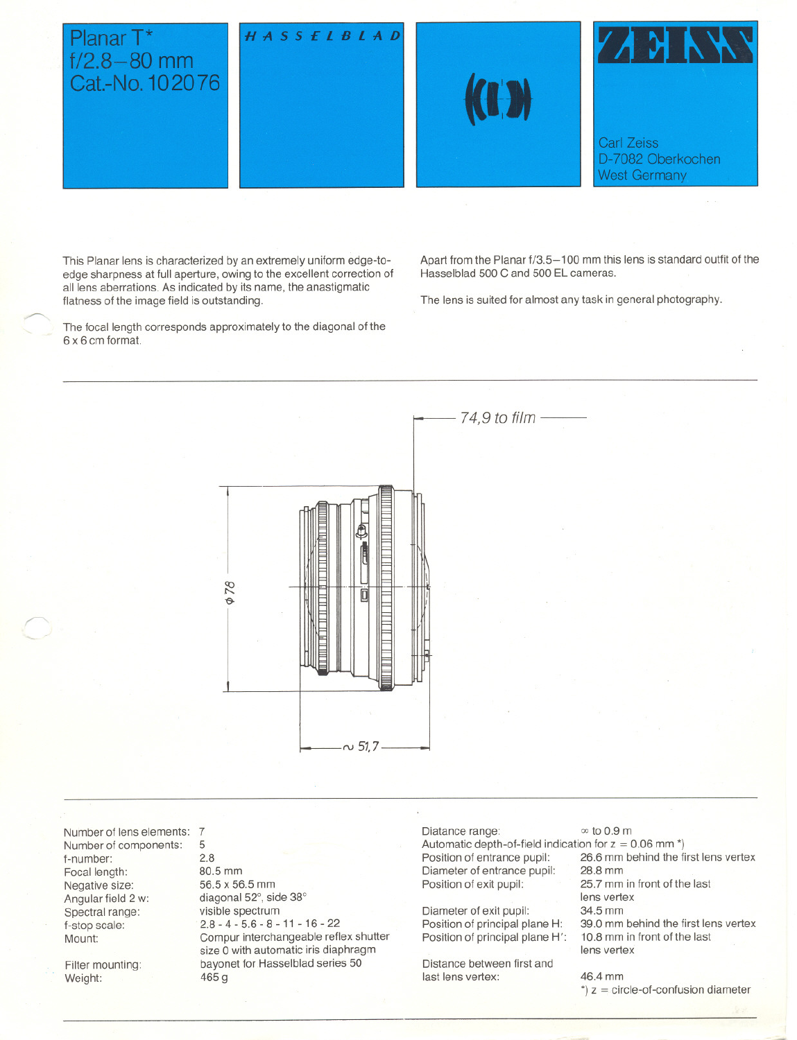# Planar T* f/2.8–80 mm Cat.-No. 102076

HASSELBLAD

ZEISS

Carl Zeiss
D-7082 Oberkochen
West Germany

This Planar lens is characterized by an extremely uniform edge-to-edge sharpness at full aperture, owing to the excellent correction of all lens aberrations. As indicated by its name, the anastigmatic flatness of the image field is outstanding.

The focal length corresponds approximately to the diagonal of the 6 x 6 cm format.

Apart from the Planar f/3.5–100 mm this lens is standard outfit of the Hasselblad 500 C and 500 EL cameras.

The lens is suited for almost any task in general photography.

74,9 to film

ϕ 78

∼ 51,7

| | |
|---|---|
| Number of lens elements: | 7 |
| Number of components: | 5 |
| f-number: | 2.8 |
| Focal length: | 80.5 mm |
| Negative size: | 56.5 x 56.5 mm |
| Angular field 2 w: | diagonal 52°, side 38° |
| Spectral range: | visible spectrum |
| f-stop scale: | 2.8 - 4 - 5.6 - 8 - 11 - 16 - 22 |
| Mount: | Compur interchangeable reflex shutter size 0 with automatic iris diaphragm |
| Filter mounting: | bayonet for Hasselblad series 50 |
| Weight: | 465 g |

| | |
|---|---|
| Diatance range: | ∞ to 0.9 m |
| Automatic depth-of-field indication for z = 0.06 mm *) | |
| Position of entrance pupil: | 26.6 mm behind the first lens vertex |
| Diameter of entrance pupil: | 28.8 mm |
| Position of exit pupil: | 25.7 mm in front of the last lens vertex |
| Diameter of exit pupil: | 34.5 mm |
| Position of principal plane H: | 39.0 mm behind the first lens vertex |
| Position of principal plane H': | 10.8 mm in front of the last lens vertex |
| Distance between first and last lens vertex: | 46.4 mm |

*) z = circle-of-confusion diameter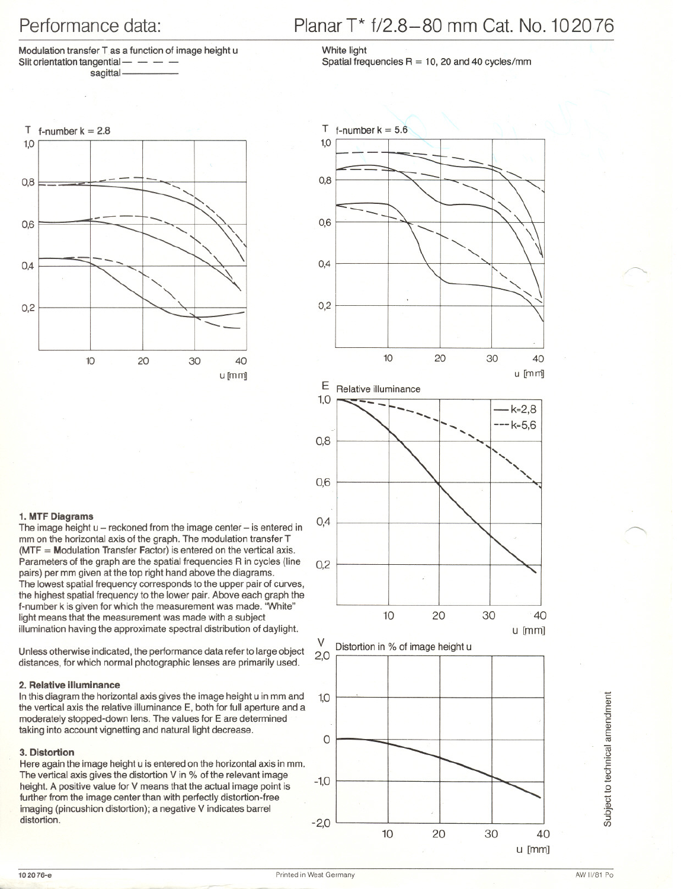# Performance data: Planar T* f/2.8–80 mm Cat. No. 102076

Modulation transfer T as a function of image height u
Slit orientation tangential — — — —
sagittal ————

White light
Spatial frequencies R = 10, 20 and 40 cycles/mm

T f-number k = 2.8
1,0
0,8
0,6
0,4
0,2
10 20 30 40
u [mm]

T f-number k = 5.6
1,0
0,8
0,6
0,4
0,2
10 20 30 40
u [mm]

E Relative illuminance
1,0
0,8
0,6
0,4
0,2
— k=2,8
--- k=5,6
10 20 30 40
u [mm]

V Distortion in % of image height u
2,0
1,0
0
-1,0
-2,0
10 20 30 40
u [mm]

### 1. MTF Diagrams

The image height u – reckoned from the image center – is entered in mm on the horizontal axis of the graph. The modulation transfer T (MTF = **Modulation Transfer Factor**) is entered on the vertical axis. Parameters of the graph are the spatial frequencies R in cycles (line pairs) per mm given at the top right hand above the diagrams.
The lowest spatial frequency corresponds to the upper pair of curves, the highest spatial frequency to the lower pair. Above each graph the f-number k is given for which the measurement was made. "White" light means that the measurement was made with a subject illumination having the approximate spectral distribution of daylight.

Unless otherwise indicated, the performance data refer to large object distances, for which normal photographic lenses are primarily used.

### 2. Relative illuminance

In this diagram the horizontal axis gives the image height u in mm and the vertical axis the relative illuminance E, both for full aperture and a moderately stopped-down lens. The values for E are determined taking into account vignetting and natural light decrease.

### 3. Distortion

Here again the image height u is entered on the horizontal axis in mm. The vertical axis gives the distortion V in % of the relevant image height. A positive value for V means that the actual image point is further from the image center than with perfectly distortion-free imaging (pincushion distortion); a negative V indicates barrel distortion.

Subject to technical amendment

10 20 76-e Printed in West Germany AW II/81 Po